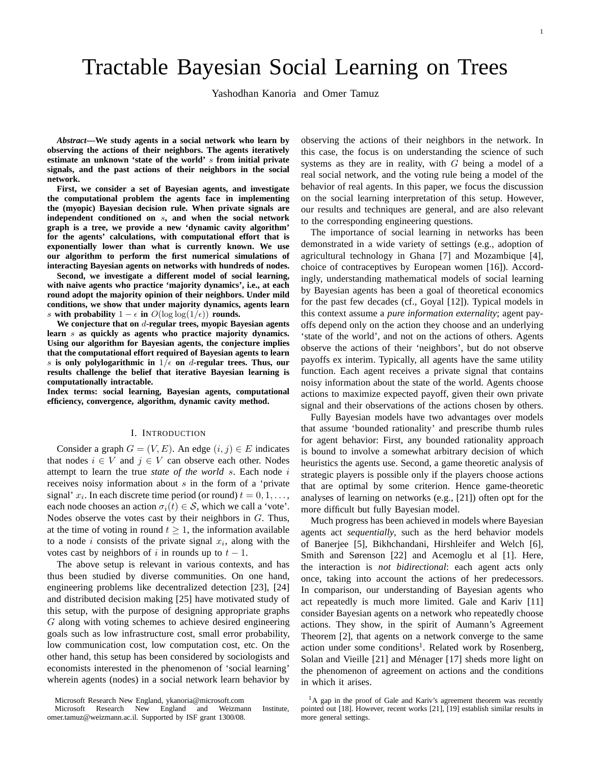# Tractable Bayesian Social Learning on Trees

Yashodhan Kanoria and Omer Tamuz

***Abstract*—We study agents in a social network who learn by observing the actions of their neighbors. The agents iteratively estimate an unknown 'state of the world' $s$ from initial private signals, and the past actions of their neighbors in the social network.**

**First, we consider a set of Bayesian agents, and investigate the computational problem the agents face in implementing the (myopic) Bayesian decision rule. When private signals are independent conditioned on $s$, and when the social network graph is a tree, we provide a new 'dynamic cavity algorithm' for the agents' calculations, with computational effort that is exponentially lower than what is currently known. We use our algorithm to perform the first numerical simulations of interacting Bayesian agents on networks with hundreds of nodes.**

**Second, we investigate a different model of social learning, with naive agents who practice 'majority dynamics', i.e., at each round adopt the majority opinion of their neighbors. Under mild conditions, we show that under majority dynamics, agents learn $s$ with probability $1-\epsilon$ in $O(\log\log(1/\epsilon))$ rounds.**

**We conjecture that on $d$-regular trees, myopic Bayesian agents learn $s$ as quickly as agents who practice majority dynamics. Using our algorithm for Bayesian agents, the conjecture implies that the computational effort required of Bayesian agents to learn $s$ is only polylogarithmic in $1/\epsilon$ on $d$-regular trees. Thus, our results challenge the belief that iterative Bayesian learning is computationally intractable.**

**Index terms: social learning, Bayesian agents, computational efficiency, convergence, algorithm, dynamic cavity method.**

## I. Introduction

Consider a graph $G=(V,E)$. An edge $(i,j)\in E$ indicates that nodes $i\in V$ and $j\in V$ can observe each other. Nodes attempt to learn the true *state of the world* $s$. Each node $i$ receives noisy information about $s$ in the form of a 'private signal' $x_i$. In each discrete time period (or round) $t=0,1,\ldots,$ each node chooses an action $\sigma_i(t)\in\mathcal{S}$, which we call a 'vote'. Nodes observe the votes cast by their neighbors in $G$. Thus, at the time of voting in round $t\geq 1$, the information available to a node $i$ consists of the private signal $x_i$, along with the votes cast by neighbors of $i$ in rounds up to $t-1$.

The above setup is relevant in various contexts, and has thus been studied by diverse communities. On one hand, engineering problems like decentralized detection [23], [24] and distributed decision making [25] have motivated study of this setup, with the purpose of designing appropriate graphs $G$ along with voting schemes to achieve desired engineering goals such as low infrastructure cost, small error probability, low communication cost, low computation cost, etc. On the other hand, this setup has been considered by sociologists and economists interested in the phenomenon of 'social learning' wherein agents (nodes) in a social network learn behavior by observing the actions of their neighbors in the network. In this case, the focus is on understanding the science of such systems as they are in reality, with $G$ being a model of a real social network, and the voting rule being a model of the behavior of real agents. In this paper, we focus the discussion on the social learning interpretation of this setup. However, our results and techniques are general, and are also relevant to the corresponding engineering questions.

The importance of social learning in networks has been demonstrated in a wide variety of settings (e.g., adoption of agricultural technology in Ghana [7] and Mozambique [4], choice of contraceptives by European women [16]). Accordingly, understanding mathematical models of social learning by Bayesian agents has been a goal of theoretical economics for the past few decades (cf., Goyal [12]). Typical models in this context assume a *pure information externality*; agent payoffs depend only on the action they choose and an underlying 'state of the world', and not on the actions of others. Agents observe the actions of their 'neighbors', but do not observe payoffs ex interim. Typically, all agents have the same utility function. Each agent receives a private signal that contains noisy information about the state of the world. Agents choose actions to maximize expected payoff, given their own private signal and their observations of the actions chosen by others.

Fully Bayesian models have two advantages over models that assume 'bounded rationality' and prescribe thumb rules for agent behavior: First, any bounded rationality approach is bound to involve a somewhat arbitrary decision of which heuristics the agents use. Second, a game theoretic analysis of strategic players is possible only if the players choose actions that are optimal by some criterion. Hence game-theoretic analyses of learning on networks (e.g., [21]) often opt for the more difficult but fully Bayesian model.

Much progress has been achieved in models where Bayesian agents act *sequentially*, such as the herd behavior models of Banerjee [5], Bikhchandani, Hirshleifer and Welch [6], Smith and Sørenson [22] and Acemoglu et al [1]. Here, the interaction is *not bidirectional*: each agent acts only once, taking into account the actions of her predecessors. In comparison, our understanding of Bayesian agents who act repeatedly is much more limited. Gale and Kariv [11] consider Bayesian agents on a network who repeatedly choose actions. They show, in the spirit of Aumann's Agreement Theorem [2], that agents on a network converge to the same action under some conditions[1]. Related work by Rosenberg, Solan and Vieille [21] and Ménager [17] sheds more light on the phenomenon of agreement on actions and the conditions in which it arises.

Microsoft Research New England, ykanoria@microsoft.com
Microsoft Research New England and Weizmann Institute, omer.tamuz@weizmann.ac.il. Supported by ISF grant 1300/08.

[1] A gap in the proof of Gale and Kariv's agreement theorem was recently pointed out [18]. However, recent works [21], [19] establish similar results in more general settings.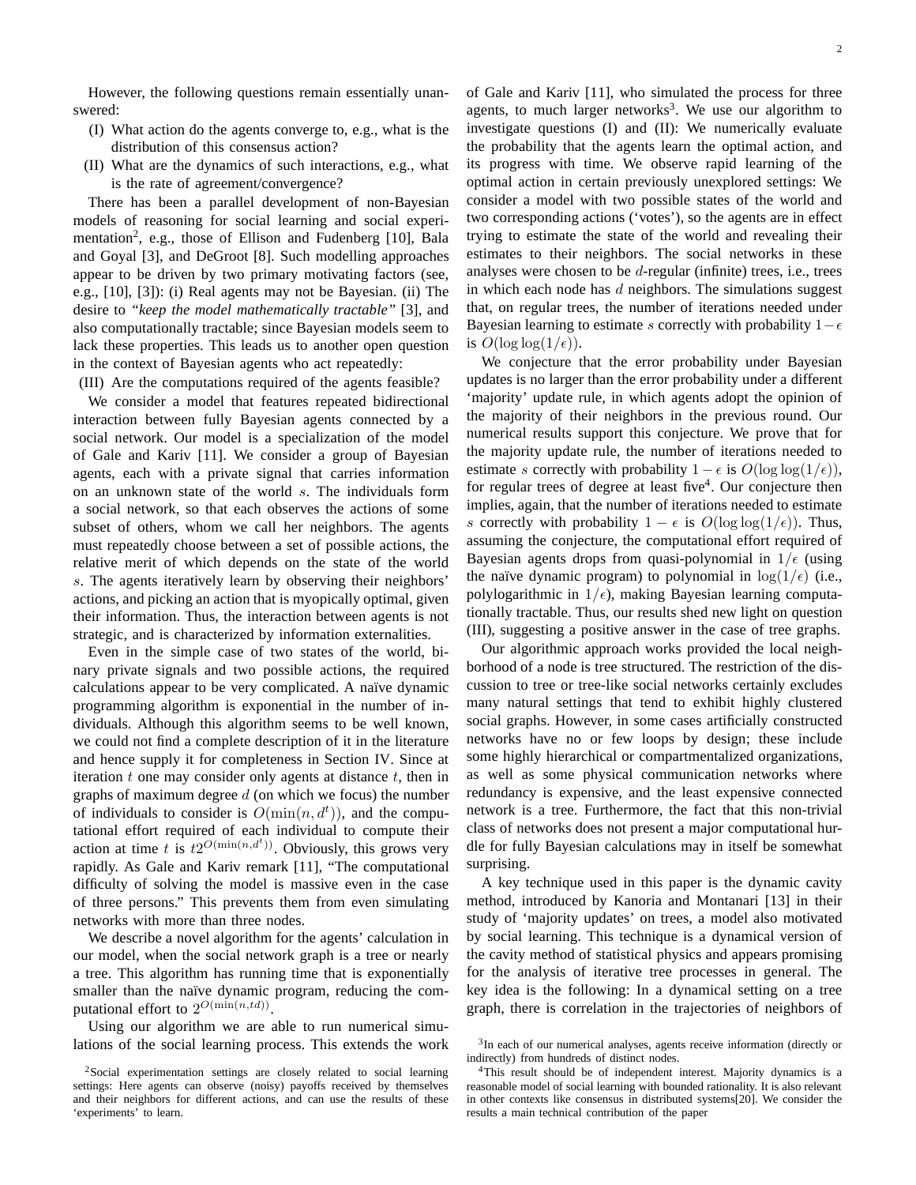However, the following questions remain essentially unanswered:

(I) What action do the agents converge to, e.g., what is the distribution of this consensus action?

(II) What are the dynamics of such interactions, e.g., what is the rate of agreement/convergence?

There has been a parallel development of non-Bayesian models of reasoning for social learning and social experimentation[2], e.g., those of Ellison and Fudenberg [10], Bala and Goyal [3], and DeGroot [8]. Such modelling approaches appear to be driven by two primary motivating factors (see, e.g., [10], [3]): (i) Real agents may not be Bayesian. (ii) The desire to *"keep the model mathematically tractable"* [3], and also computationally tractable; since Bayesian models seem to lack these properties. This leads us to another open question in the context of Bayesian agents who act repeatedly:

(III) Are the computations required of the agents feasible?

We consider a model that features repeated bidirectional interaction between fully Bayesian agents connected by a social network. Our model is a specialization of the model of Gale and Kariv [11]. We consider a group of Bayesian agents, each with a private signal that carries information on an unknown state of the world $s$. The individuals form a social network, so that each observes the actions of some subset of others, whom we call her neighbors. The agents must repeatedly choose between a set of possible actions, the relative merit of which depends on the state of the world $s$. The agents iteratively learn by observing their neighbors' actions, and picking an action that is myopically optimal, given their information. Thus, the interaction between agents is not strategic, and is characterized by information externalities.

Even in the simple case of two states of the world, binary private signals and two possible actions, the required calculations appear to be very complicated. A naïve dynamic programming algorithm is exponential in the number of individuals. Although this algorithm seems to be well known, we could not find a complete description of it in the literature and hence supply it for completeness in Section IV. Since at iteration $t$ one may consider only agents at distance $t$, then in graphs of maximum degree $d$ (on which we focus) the number of individuals to consider is $O(\min(n, d^t))$, and the computational effort required of each individual to compute their action at time $t$ is $t2^{O(\min(n,d^t))}$. Obviously, this grows very rapidly. As Gale and Kariv remark [11], "The computational difficulty of solving the model is massive even in the case of three persons." This prevents them from even simulating networks with more than three nodes.

We describe a novel algorithm for the agents' calculation in our model, when the social network graph is a tree or nearly a tree. This algorithm has running time that is exponentially smaller than the naïve dynamic program, reducing the computational effort to $2^{O(\min(n,td))}$.

Using our algorithm we are able to run numerical simulations of the social learning process. This extends the work of Gale and Kariv [11], who simulated the process for three agents, to much larger networks[3]. We use our algorithm to investigate questions (I) and (II): We numerically evaluate the probability that the agents learn the optimal action, and its progress with time. We observe rapid learning of the optimal action in certain previously unexplored settings: We consider a model with two possible states of the world and two corresponding actions ('votes'), so the agents are in effect trying to estimate the state of the world and revealing their estimates to their neighbors. The social networks in these analyses were chosen to be $d$-regular (infinite) trees, i.e., trees in which each node has $d$ neighbors. The simulations suggest that, on regular trees, the number of iterations needed under Bayesian learning to estimate $s$ correctly with probability $1-\epsilon$ is $O(\log\log(1/\epsilon))$.

We conjecture that the error probability under Bayesian updates is no larger than the error probability under a different 'majority' update rule, in which agents adopt the opinion of the majority of their neighbors in the previous round. Our numerical results support this conjecture. We prove that for the majority update rule, the number of iterations needed to estimate $s$ correctly with probability $1-\epsilon$ is $O(\log\log(1/\epsilon))$, for regular trees of degree at least five[4]. Our conjecture then implies, again, that the number of iterations needed to estimate $s$ correctly with probability $1-\epsilon$ is $O(\log\log(1/\epsilon))$. Thus, assuming the conjecture, the computational effort required of Bayesian agents drops from quasi-polynomial in $1/\epsilon$ (using the naïve dynamic program) to polynomial in $\log(1/\epsilon)$ (i.e., polylogarithmic in $1/\epsilon$), making Bayesian learning computationally tractable. Thus, our results shed new light on question (III), suggesting a positive answer in the case of tree graphs.

Our algorithmic approach works provided the local neighborhood of a node is tree structured. The restriction of the discussion to tree or tree-like social networks certainly excludes many natural settings that tend to exhibit highly clustered social graphs. However, in some cases artificially constructed networks have no or few loops by design; these include some highly hierarchical or compartmentalized organizations, as well as some physical communication networks where redundancy is expensive, and the least expensive connected network is a tree. Furthermore, the fact that this non-trivial class of networks does not present a major computational hurdle for fully Bayesian calculations may in itself be somewhat surprising.

A key technique used in this paper is the dynamic cavity method, introduced by Kanoria and Montanari [13] in their study of 'majority updates' on trees, a model also motivated by social learning. This technique is a dynamical version of the cavity method of statistical physics and appears promising for the analysis of iterative tree processes in general. The key idea is the following: In a dynamical setting on a tree graph, there is correlation in the trajectories of neighbors of

[2] Social experimentation settings are closely related to social learning settings: Here agents can observe (noisy) payoffs received by themselves and their neighbors for different actions, and can use the results of these 'experiments' to learn.

[3] In each of our numerical analyses, agents receive information (directly or indirectly) from hundreds of distinct nodes.

[4] This result should be of independent interest. Majority dynamics is a reasonable model of social learning with bounded rationality. It is also relevant in other contexts like consensus in distributed systems[20]. We consider the results a main technical contribution of the paper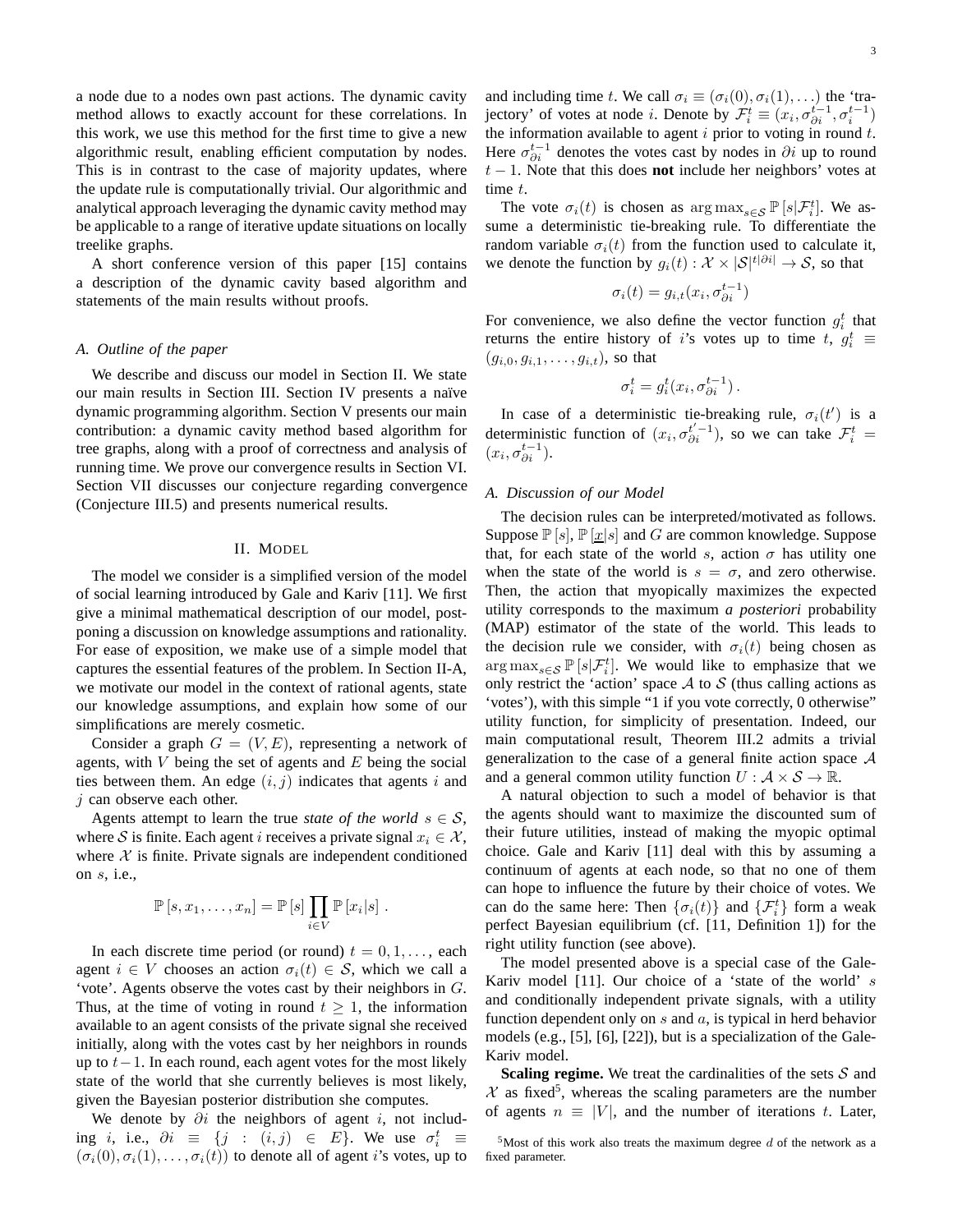a node due to a nodes own past actions. The dynamic cavity method allows to exactly account for these correlations. In this work, we use this method for the first time to give a new algorithmic result, enabling efficient computation by nodes. This is in contrast to the case of majority updates, where the update rule is computationally trivial. Our algorithmic and analytical approach leveraging the dynamic cavity method may be applicable to a range of iterative update situations on locally treelike graphs.

A short conference version of this paper [15] contains a description of the dynamic cavity based algorithm and statements of the main results without proofs.

### A. Outline of the paper

We describe and discuss our model in Section II. We state our main results in Section III. Section IV presents a naïve dynamic programming algorithm. Section V presents our main contribution: a dynamic cavity method based algorithm for tree graphs, along with a proof of correctness and analysis of running time. We prove our convergence results in Section VI. Section VII discusses our conjecture regarding convergence (Conjecture III.5) and presents numerical results.

## II. Model

The model we consider is a simplified version of the model of social learning introduced by Gale and Kariv [11]. We first give a minimal mathematical description of our model, postponing a discussion on knowledge assumptions and rationality. For ease of exposition, we make use of a simple model that captures the essential features of the problem. In Section II-A, we motivate our model in the context of rational agents, state our knowledge assumptions, and explain how some of our simplifications are merely cosmetic.

Consider a graph $G = (V, E)$, representing a network of agents, with $V$ being the set of agents and $E$ being the social ties between them. An edge $(i, j)$ indicates that agents $i$ and $j$ can observe each other.

Agents attempt to learn the true *state of the world* $s \in \mathcal{S}$, where $\mathcal{S}$ is finite. Each agent $i$ receives a private signal $x_i \in \mathcal{X}$, where $\mathcal{X}$ is finite. Private signals are independent conditioned on $s$, i.e.,

$$\mathbb{P}[s, x_1, \ldots, x_n] = \mathbb{P}[s] \prod_{i \in V} \mathbb{P}[x_i|s] \ .$$

In each discrete time period (or round) $t = 0, 1, \ldots$, each agent $i \in V$ chooses an action $\sigma_i(t) \in \mathcal{S}$, which we call a 'vote'. Agents observe the votes cast by their neighbors in $G$. Thus, at the time of voting in round $t \geq 1$, the information available to an agent consists of the private signal she received initially, along with the votes cast by her neighbors in rounds up to $t-1$. In each round, each agent votes for the most likely state of the world that she currently believes is most likely, given the Bayesian posterior distribution she computes.

We denote by $\partial i$ the neighbors of agent $i$, not including $i$, i.e., $\partial i \equiv \{j : (i,j) \in E\}$. We use $\sigma_i^t \equiv (\sigma_i(0), \sigma_i(1), \ldots, \sigma_i(t))$ to denote all of agent $i$'s votes, up to and including time $t$. We call $\sigma_i \equiv (\sigma_i(0), \sigma_i(1), \ldots)$ the 'trajectory' of votes at node $i$. Denote by $\mathcal{F}_i^t \equiv (x_i, \sigma_{\partial i}^{t-1}, \sigma_i^{t-1})$ the information available to agent $i$ prior to voting in round $t$. Here $\sigma_{\partial i}^{t-1}$ denotes the votes cast by nodes in $\partial i$ up to round $t-1$. Note that this does **not** include her neighbors' votes at time $t$.

The vote $\sigma_i(t)$ is chosen as $\arg\max_{s \in \mathcal{S}} \mathbb{P}[s|\mathcal{F}_i^t]$. We assume a deterministic tie-breaking rule. To differentiate the random variable $\sigma_i(t)$ from the function used to calculate it, we denote the function by $g_i(t) : \mathcal{X} \times |\mathcal{S}|^{t|\partial i|} \to \mathcal{S}$, so that

$$\sigma_i(t) = g_{i,t}(x_i, \sigma_{\partial i}^{t-1})$$

For convenience, we also define the vector function $g_i^t$ that returns the entire history of $i$'s votes up to time $t$, $g_i^t \equiv (g_{i,0}, g_{i,1}, \ldots, g_{i,t})$, so that

$$\sigma_i^t = g_i^t(x_i, \sigma_{\partial i}^{t-1}) \, .$$

In case of a deterministic tie-breaking rule, $\sigma_i(t')$ is a deterministic function of $(x_i, \sigma_{\partial i}^{t'-1})$, so we can take $\mathcal{F}_i^t = (x_i, \sigma_{\partial i}^{t-1})$.

### A. Discussion of our Model

The decision rules can be interpreted/motivated as follows. Suppose $\mathbb{P}[s]$, $\mathbb{P}[\underline{x}|s]$ and $G$ are common knowledge. Suppose that, for each state of the world $s$, action $\sigma$ has utility one when the state of the world is $s = \sigma$, and zero otherwise. Then, the action that myopically maximizes the expected utility corresponds to the maximum *a posteriori* probability (MAP) estimator of the state of the world. This leads to the decision rule we consider, with $\sigma_i(t)$ being chosen as $\arg\max_{s \in \mathcal{S}} \mathbb{P}[s|\mathcal{F}_i^t]$. We would like to emphasize that we only restrict the 'action' space $\mathcal{A}$ to $\mathcal{S}$ (thus calling actions as 'votes'), with this simple "1 if you vote correctly, 0 otherwise" utility function, for simplicity of presentation. Indeed, our main computational result, Theorem III.2 admits a trivial generalization to the case of a general finite action space $\mathcal{A}$ and a general common utility function $U : \mathcal{A} \times \mathcal{S} \to \mathbb{R}$.

A natural objection to such a model of behavior is that the agents should want to maximize the discounted sum of their future utilities, instead of making the myopic optimal choice. Gale and Kariv [11] deal with this by assuming a continuum of agents at each node, so that no one of them can hope to influence the future by their choice of votes. We can do the same here: Then $\{\sigma_i(t)\}$ and $\{\mathcal{F}_i^t\}$ form a weak perfect Bayesian equilibrium (cf. [11, Definition 1]) for the right utility function (see above).

The model presented above is a special case of the Gale-Kariv model [11]. Our choice of a 'state of the world' $s$ and conditionally independent private signals, with a utility function dependent only on $s$ and $a$, is typical in herd behavior models (e.g., [5], [6], [22]), but is a specialization of the Gale-Kariv model.

**Scaling regime.** We treat the cardinalities of the sets $\mathcal{S}$ and $\mathcal{X}$ as fixed[5], whereas the scaling parameters are the number of agents $n \equiv |V|$, and the number of iterations $t$. Later,

[5]Most of this work also treats the maximum degree $d$ of the network as a fixed parameter.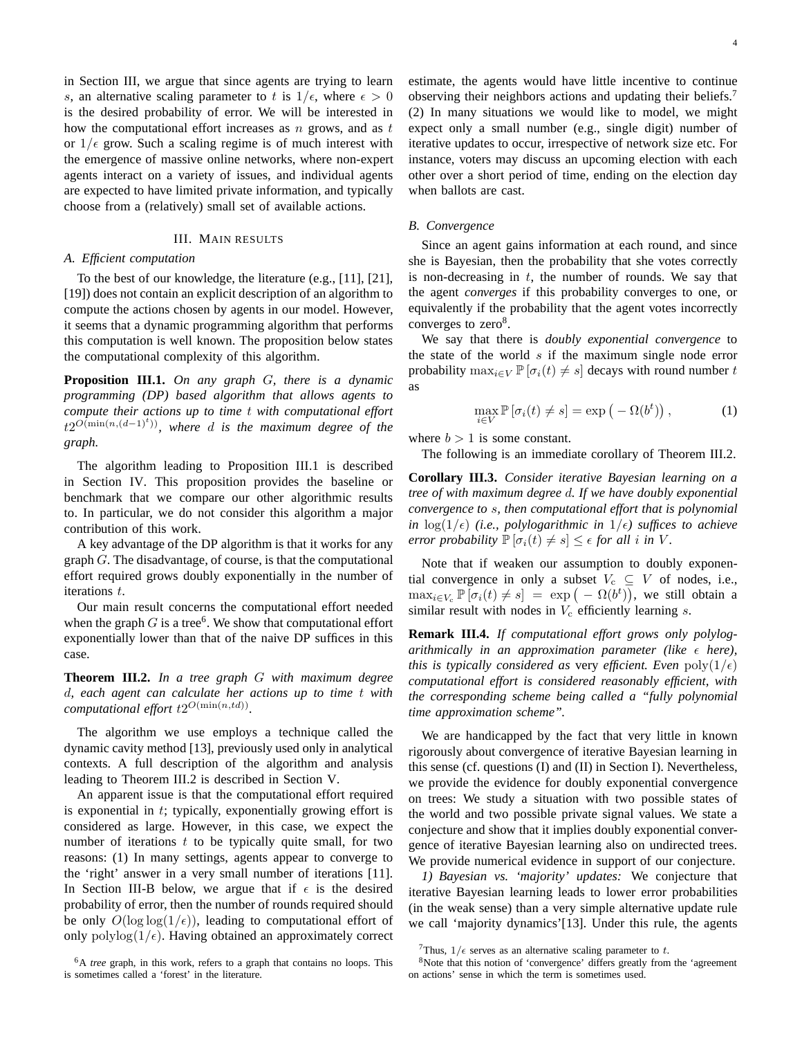in Section III, we argue that since agents are trying to learn $s$, an alternative scaling parameter to $t$ is $1/\epsilon$, where $\epsilon > 0$ is the desired probability of error. We will be interested in how the computational effort increases as $n$ grows, and as $t$ or $1/\epsilon$ grow. Such a scaling regime is of much interest with the emergence of massive online networks, where non-expert agents interact on a variety of issues, and individual agents are expected to have limited private information, and typically choose from a (relatively) small set of available actions.

## III. Main results

### A. Efficient computation

To the best of our knowledge, the literature (e.g., [11], [21], [19]) does not contain an explicit description of an algorithm to compute the actions chosen by agents in our model. However, it seems that a dynamic programming algorithm that performs this computation is well known. The proposition below states the computational complexity of this algorithm.

**Proposition III.1.** *On any graph $G$, there is a dynamic programming (DP) based algorithm that allows agents to compute their actions up to time $t$ with computational effort $t2^{O(\min(n,(d-1)^t))}$, where $d$ is the maximum degree of the graph.*

The algorithm leading to Proposition III.1 is described in Section IV. This proposition provides the baseline or benchmark that we compare our other algorithmic results to. In particular, we do not consider this algorithm a major contribution of this work.

A key advantage of the DP algorithm is that it works for any graph $G$. The disadvantage, of course, is that the computational effort required grows doubly exponentially in the number of iterations $t$.

Our main result concerns the computational effort needed when the graph $G$ is a tree[6]. We show that computational effort exponentially lower than that of the naive DP suffices in this case.

**Theorem III.2.** *In a tree graph $G$ with maximum degree $d$, each agent can calculate her actions up to time $t$ with computational effort $t2^{O(\min(n,td))}$.*

The algorithm we use employs a technique called the dynamic cavity method [13], previously used only in analytical contexts. A full description of the algorithm and analysis leading to Theorem III.2 is described in Section V.

An apparent issue is that the computational effort required is exponential in $t$; typically, exponentially growing effort is considered as large. However, in this case, we expect the number of iterations $t$ to be typically quite small, for two reasons: (1) In many settings, agents appear to converge to the 'right' answer in a very small number of iterations [11]. In Section III-B below, we argue that if $\epsilon$ is the desired probability of error, then the number of rounds required should be only $O(\log\log(1/\epsilon))$, leading to computational effort of only $\mathrm{polylog}(1/\epsilon)$. Having obtained an approximately correct estimate, the agents would have little incentive to continue observing their neighbors actions and updating their beliefs.[7] (2) In many situations we would like to model, we might expect only a small number (e.g., single digit) number of iterative updates to occur, irrespective of network size etc. For instance, voters may discuss an upcoming election with each other over a short period of time, ending on the election day when ballots are cast.

### B. Convergence

Since an agent gains information at each round, and since she is Bayesian, then the probability that she votes correctly is non-decreasing in $t$, the number of rounds. We say that the agent *converges* if this probability converges to one, or equivalently if the probability that the agent votes incorrectly converges to zero[8].

We say that there is *doubly exponential convergence* to the state of the world $s$ if the maximum single node error probability $\max_{i\in V}\mathbb{P}\left[\sigma_i(t)\neq s\right]$ decays with round number $t$ as

$$\max_{i\in V}\mathbb{P}\left[\sigma_i(t)\neq s\right] = \exp\left(-\Omega(b^t)\right), \tag{1}$$

where $b > 1$ is some constant.

The following is an immediate corollary of Theorem III.2.

**Corollary III.3.** *Consider iterative Bayesian learning on a tree of with maximum degree $d$. If we have doubly exponential convergence to $s$, then computational effort that is polynomial in $\log(1/\epsilon)$ (i.e., polylogarithmic in $1/\epsilon$) suffices to achieve error probability $\mathbb{P}\left[\sigma_i(t)\neq s\right]\leq\epsilon$ for all $i$ in $V$.*

Note that if weaken our assumption to doubly exponential convergence in only a subset $V_c \subseteq V$ of nodes, i.e., $\max_{i\in V_c}\mathbb{P}\left[\sigma_i(t)\neq s\right] = \exp\left(-\Omega(b^t)\right)$, we still obtain a similar result with nodes in $V_c$ efficiently learning $s$.

**Remark III.4.** *If computational effort grows only polylogarithmically in an approximation parameter (like $\epsilon$ here), this is typically considered as* very efficient*. Even $\mathrm{poly}(1/\epsilon)$ computational effort is considered reasonably efficient, with the corresponding scheme being called a "fully polynomial time approximation scheme".*

We are handicapped by the fact that very little in known rigorously about convergence of iterative Bayesian learning in this sense (cf. questions (I) and (II) in Section I). Nevertheless, we provide the evidence for doubly exponential convergence on trees: We study a situation with two possible states of the world and two possible private signal values. We state a conjecture and show that it implies doubly exponential convergence of iterative Bayesian learning also on undirected trees. We provide numerical evidence in support of our conjecture.

*1) Bayesian vs. 'majority' updates:* We conjecture that iterative Bayesian learning leads to lower error probabilities (in the weak sense) than a very simple alternative update rule we call 'majority dynamics'[13]. Under this rule, the agents

[6] A *tree* graph, in this work, refers to a graph that contains no loops. This is sometimes called a 'forest' in the literature.

[7] Thus, $1/\epsilon$ serves as an alternative scaling parameter to $t$.

[8] Note that this notion of 'convergence' differs greatly from the 'agreement on actions' sense in which the term is sometimes used.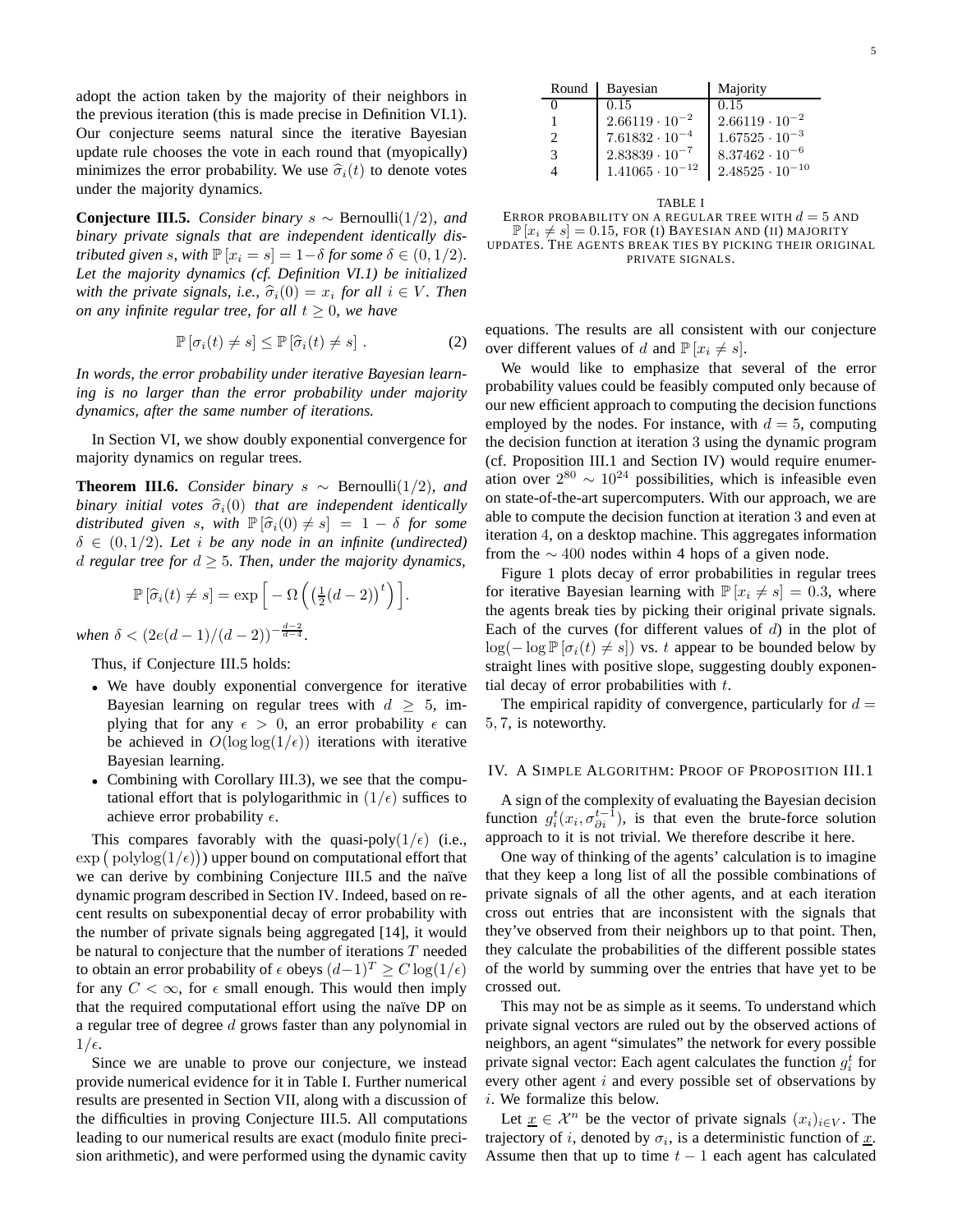adopt the action taken by the majority of their neighbors in the previous iteration (this is made precise in Definition VI.1). Our conjecture seems natural since the iterative Bayesian update rule chooses the vote in each round that (myopically) minimizes the error probability. We use $\widehat{\sigma}_i(t)$ to denote votes under the majority dynamics.

**Conjecture III.5.** *Consider binary $s \sim$ Bernoulli$(1/2)$, and binary private signals that are independent identically distributed given $s$, with $\mathbb{P}[x_i = s] = 1-\delta$ for some $\delta \in (0, 1/2)$. Let the majority dynamics (cf. Definition VI.1) be initialized with the private signals, i.e., $\widehat{\sigma}_i(0) = x_i$ for all $i \in V$. Then on any infinite regular tree, for all $t \geq 0$, we have*

$$\mathbb{P}[\sigma_i(t) \neq s] \leq \mathbb{P}[\widehat{\sigma}_i(t) \neq s] \, . \tag{2}$$

*In words, the error probability under iterative Bayesian learning is no larger than the error probability under majority dynamics, after the same number of iterations.*

In Section VI, we show doubly exponential convergence for majority dynamics on regular trees.

**Theorem III.6.** *Consider binary $s \sim$ Bernoulli$(1/2)$, and binary initial votes $\widehat{\sigma}_i(0)$ that are independent identically distributed given $s$, with $\mathbb{P}[\widehat{\sigma}_i(0) \neq s] = 1-\delta$ for some $\delta \in (0, 1/2)$. Let $i$ be any node in an infinite (undirected) $d$ regular tree for $d \geq 5$. Then, under the majority dynamics,*

$$\mathbb{P}[\widehat{\sigma}_i(t) \neq s] = \exp\Big[ -\Omega\Big( \big(\tfrac{1}{2}(d-2)\big)^t \Big) \Big].$$

*when $\delta < (2e(d-1)/(d-2))^{-\frac{d-2}{d-4}}$.*

Thus, if Conjecture III.5 holds:

- We have doubly exponential convergence for iterative Bayesian learning on regular trees with $d \geq 5$, implying that for any $\epsilon > 0$, an error probability $\epsilon$ can be achieved in $O(\log\log(1/\epsilon))$ iterations with iterative Bayesian learning.
- Combining with Corollary III.3), we see that the computational effort that is polylogarithmic in $(1/\epsilon)$ suffices to achieve error probability $\epsilon$.

This compares favorably with the quasi-poly$(1/\epsilon)$ (i.e., $\exp\big(\text{polylog}(1/\epsilon)\big)$) upper bound on computational effort that we can derive by combining Conjecture III.5 and the naïve dynamic program described in Section IV. Indeed, based on recent results on subexponential decay of error probability with the number of private signals being aggregated [14], it would be natural to conjecture that the number of iterations $T$ needed to obtain an error probability of $\epsilon$ obeys $(d-1)^T \geq C\log(1/\epsilon)$ for any $C < \infty$, for $\epsilon$ small enough. This would then imply that the required computational effort using the naïve DP on a regular tree of degree $d$ grows faster than any polynomial in $1/\epsilon$.

Since we are unable to prove our conjecture, we instead provide numerical evidence for it in Table I. Further numerical results are presented in Section VII, along with a discussion of the difficulties in proving Conjecture III.5. All computations leading to our numerical results are exact (modulo finite precision arithmetic), and were performed using the dynamic cavity

| Round | Bayesian | Majority |
|---|---|---|
| 0 | 0.15 | 0.15 |
| 1 | $2.66119 \cdot 10^{-2}$ | $2.66119 \cdot 10^{-2}$ |
| 2 | $7.61832 \cdot 10^{-4}$ | $1.67525 \cdot 10^{-3}$ |
| 3 | $2.83839 \cdot 10^{-7}$ | $8.37462 \cdot 10^{-6}$ |
| 4 | $1.41065 \cdot 10^{-12}$ | $2.48525 \cdot 10^{-10}$ |

TABLE I
ERROR PROBABILITY ON A REGULAR TREE WITH $d = 5$ AND $\mathbb{P}[x_i \neq s] = 0.15$, FOR (I) BAYESIAN AND (II) MAJORITY UPDATES. THE AGENTS BREAK TIES BY PICKING THEIR ORIGINAL PRIVATE SIGNALS.

equations. The results are all consistent with our conjecture over different values of $d$ and $\mathbb{P}[x_i \neq s]$.

We would like to emphasize that several of the error probability values could be feasibly computed only because of our new efficient approach to computing the decision functions employed by the nodes. For instance, with $d = 5$, computing the decision function at iteration 3 using the dynamic program (cf. Proposition III.1 and Section IV) would require enumeration over $2^{80} \sim 10^{24}$ possibilities, which is infeasible even on state-of-the-art supercomputers. With our approach, we are able to compute the decision function at iteration 3 and even at iteration 4, on a desktop machine. This aggregates information from the $\sim 400$ nodes within 4 hops of a given node.

Figure 1 plots decay of error probabilities in regular trees for iterative Bayesian learning with $\mathbb{P}[x_i \neq s] = 0.3$, where the agents break ties by picking their original private signals. Each of the curves (for different values of $d$) in the plot of $\log(-\log \mathbb{P}[\sigma_i(t) \neq s])$ vs. $t$ appear to be bounded below by straight lines with positive slope, suggesting doubly exponential decay of error probabilities with $t$.

The empirical rapidity of convergence, particularly for $d = 5, 7$, is noteworthy.

## IV. A Simple Algorithm: Proof of Proposition III.1

A sign of the complexity of evaluating the Bayesian decision function $g_i^t(x_i, \sigma_{\partial i}^{t-1})$, is that even the brute-force solution approach to it is not trivial. We therefore describe it here.

One way of thinking of the agents' calculation is to imagine that they keep a long list of all the possible combinations of private signals of all the other agents, and at each iteration cross out entries that are inconsistent with the signals that they've observed from their neighbors up to that point. Then, they calculate the probabilities of the different possible states of the world by summing over the entries that have yet to be crossed out.

This may not be as simple as it seems. To understand which private signal vectors are ruled out by the observed actions of neighbors, an agent "simulates" the network for every possible private signal vector: Each agent calculates the function $g_i^t$ for every other agent $i$ and every possible set of observations by $i$. We formalize this below.

Let $\underline{x} \in \mathcal{X}^n$ be the vector of private signals $(x_i)_{i \in V}$. The trajectory of $i$, denoted by $\sigma_i$, is a deterministic function of $\underline{x}$. Assume then that up to time $t-1$ each agent has calculated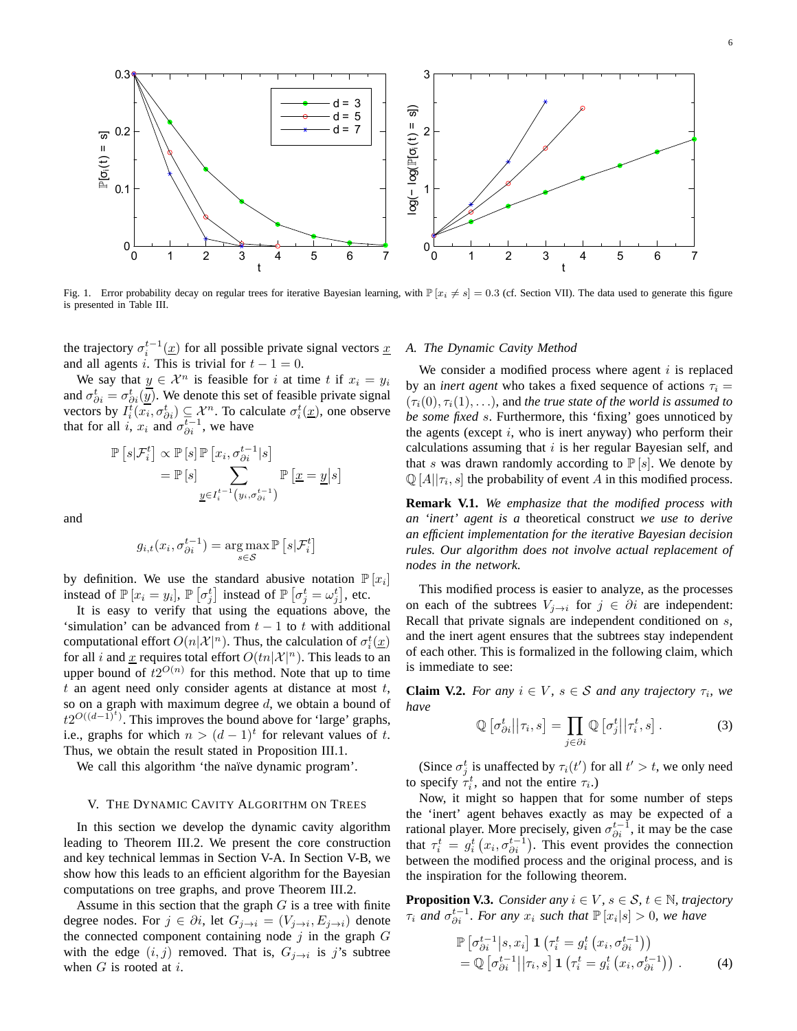Fig. 1. Error probability decay on regular trees for iterative Bayesian learning, with $\mathbb{P}[x_i \neq s] = 0.3$ (cf. Section VII). The data used to generate this figure is presented in Table III.

the trajectory $\sigma_i^{t-1}(\underline{x})$ for all possible private signal vectors $\underline{x}$ and all agents $i$. This is trivial for $t-1=0$.

We say that $\underline{y} \in \mathcal{X}^n$ is feasible for $i$ at time $t$ if $x_i = y_i$ and $\sigma_{\partial i}^t = \sigma_{\partial i}^t(\underline{y})$. We denote this set of feasible private signal vectors by $I_i^t(x_i, \sigma_{\partial i}^t) \subseteq \mathcal{X}^n$. To calculate $\sigma_i^t(\underline{x})$, one observe that for all $i$, $x_i$ and $\sigma_{\partial i}^{t-1}$, we have

$$
\begin{aligned}
\mathbb{P}\left[s|\mathcal{F}_i^t\right] &\propto \mathbb{P}[s]\,\mathbb{P}\left[x_i, \sigma_{\partial i}^{t-1}|s\right] \\
&= \mathbb{P}[s] \sum_{\underline{y} \in I_i^{t-1}\left(y_i, \sigma_{\partial i}^{t-1}\right)} \mathbb{P}\left[\underline{x} = \underline{y}|s\right]
\end{aligned}
$$

and

$$
g_{i,t}(x_i, \sigma_{\partial i}^{t-1}) = \arg\max_{s \in \mathcal{S}} \mathbb{P}\left[s|\mathcal{F}_i^t\right]
$$

by definition. We use the standard abusive notation $\mathbb{P}[x_i]$ instead of $\mathbb{P}[x_i = y_i]$, $\mathbb{P}\left[\sigma_j^t\right]$ instead of $\mathbb{P}\left[\sigma_j^t = \omega_j^t\right]$, etc.

It is easy to verify that using the equations above, the 'simulation' can be advanced from $t-1$ to $t$ with additional computational effort $O(n|\mathcal{X}|^n)$. Thus, the calculation of $\sigma_i^t(\underline{x})$ for all $i$ and $\underline{x}$ requires total effort $O(tn|\mathcal{X}|^n)$. This leads to an upper bound of $t2^{O(n)}$ for this method. Note that up to time $t$ an agent need only consider agents at distance at most $t$, so on a graph with maximum degree $d$, we obtain a bound of $t2^{O((d-1)^t)}$. This improves the bound above for 'large' graphs, i.e., graphs for which $n > (d-1)^t$ for relevant values of $t$. Thus, we obtain the result stated in Proposition III.1.

We call this algorithm 'the naïve dynamic program'.

## V. The Dynamic Cavity Algorithm on Trees

In this section we develop the dynamic cavity algorithm leading to Theorem III.2. We present the core construction and key technical lemmas in Section V-A. In Section V-B, we show how this leads to an efficient algorithm for the Bayesian computations on tree graphs, and prove Theorem III.2.

Assume in this section that the graph $G$ is a tree with finite degree nodes. For $j \in \partial i$, let $G_{j\to i} = (V_{j\to i}, E_{j\to i})$ denote the connected component containing node $j$ in the graph $G$ with the edge $(i, j)$ removed. That is, $G_{j\to i}$ is $j$'s subtree when $G$ is rooted at $i$.

### A. The Dynamic Cavity Method

We consider a modified process where agent $i$ is replaced by an *inert agent* who takes a fixed sequence of actions $\tau_i = (\tau_i(0), \tau_i(1), \ldots)$, and *the true state of the world is assumed to be some fixed* $s$. Furthermore, this 'fixing' goes unnoticed by the agents (except $i$, who is inert anyway) who perform their calculations assuming that $i$ is her regular Bayesian self, and that $s$ was drawn randomly according to $\mathbb{P}[s]$. We denote by $\mathbb{Q}[A||\tau_i, s]$ the probability of event $A$ in this modified process.

**Remark V.1.** *We emphasize that the modified process with an 'inert' agent is a* theoretical construct *we use to derive an efficient implementation for the iterative Bayesian decision rules. Our algorithm does not involve actual replacement of nodes in the network.*

This modified process is easier to analyze, as the processes on each of the subtrees $V_{j\to i}$ for $j \in \partial i$ are independent: Recall that private signals are independent conditioned on $s$, and the inert agent ensures that the subtrees stay independent of each other. This is formalized in the following claim, which is immediate to see:

**Claim V.2.** *For any $i \in V$, $s \in \mathcal{S}$ and any trajectory $\tau_i$, we have*

$$
\mathbb{Q}\left[\sigma_{\partial i}^t||\tau_i, s\right] = \prod_{j\in\partial i} \mathbb{Q}\left[\sigma_j^t||\tau_i^t, s\right]. \tag{3}
$$

(Since $\sigma_j^t$ is unaffected by $\tau_i(t')$ for all $t' > t$, we only need to specify $\tau_i^t$, and not the entire $\tau_i$.)

Now, it might so happen that for some number of steps the 'inert' agent behaves exactly as may be expected of a rational player. More precisely, given $\sigma_{\partial i}^{t-1}$, it may be the case that $\tau_i^t = g_i^t\left(x_i, \sigma_{\partial i}^{t-1}\right)$. This event provides the connection between the modified process and the original process, and is the inspiration for the following theorem.

**Proposition V.3.** *Consider any $i \in V$, $s \in \mathcal{S}$, $t \in \mathbb{N}$, trajectory $\tau_i$ and $\sigma_{\partial i}^{t-1}$. For any $x_i$ such that $\mathbb{P}[x_i|s] > 0$, we have*

$$
\begin{aligned}
&\mathbb{P}\left[\sigma_{\partial i}^{t-1}|s, x_i\right] \mathbf{1}\left(\tau_i^t = g_i^t\left(x_i, \sigma_{\partial i}^{t-1}\right)\right) \\
&= \mathbb{Q}\left[\sigma_{\partial i}^{t-1}||\tau_i, s\right] \mathbf{1}\left(\tau_i^t = g_i^t\left(x_i, \sigma_{\partial i}^{t-1}\right)\right). 
\end{aligned} \tag{4}
$$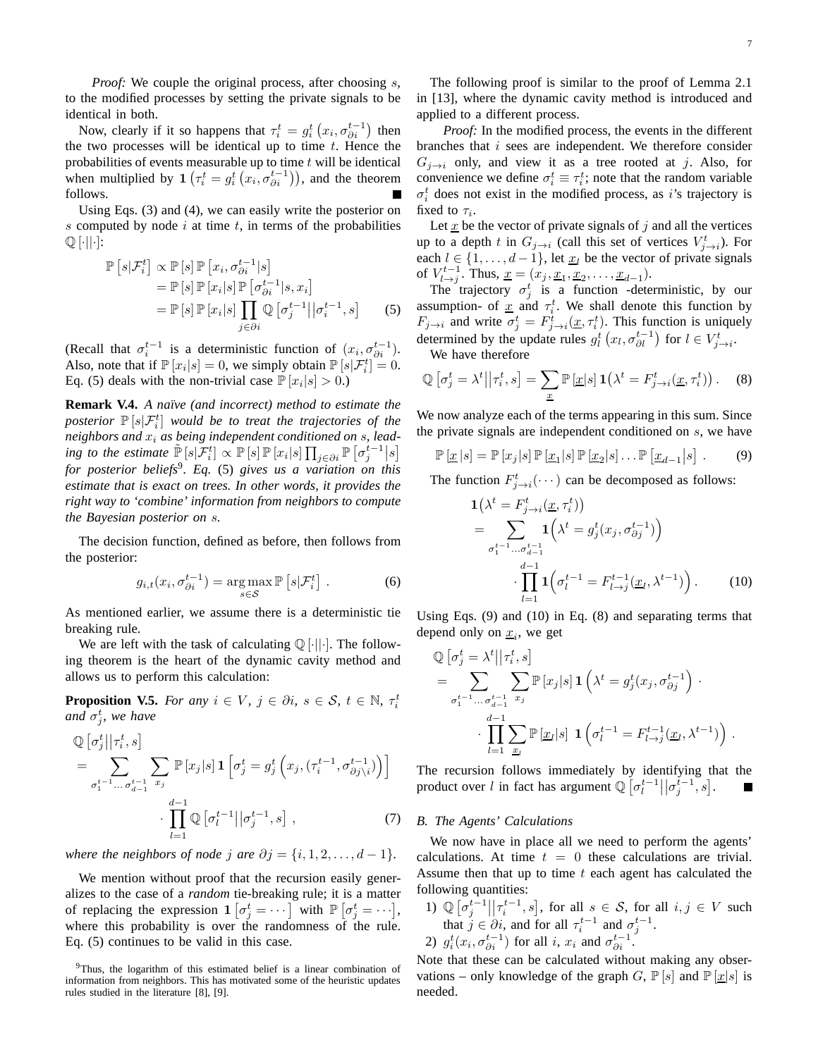*Proof:* We couple the original process, after choosing $s$, to the modified processes by setting the private signals to be identical in both.

Now, clearly if it so happens that $\tau_i^t = g_i^t\left(x_i, \sigma_{\partial i}^{t-1}\right)$ then the two processes will be identical up to time $t$. Hence the probabilities of events measurable up to time $t$ will be identical when multiplied by $\mathbf{1}\left(\tau_i^t = g_i^t\left(x_i, \sigma_{\partial i}^{t-1}\right)\right)$, and the theorem follows. ∎

Using Eqs. (3) and (4), we can easily write the posterior on $s$ computed by node $i$ at time $t$, in terms of the probabilities $\mathbb{Q}\left[\cdot||\cdot\right]$:

$$
\begin{aligned}
\mathbb{P}\left[s|\mathcal{F}_i^t\right] &\propto \mathbb{P}\left[s\right]\mathbb{P}\left[x_i, \sigma_{\partial i}^{t-1}|s\right] \\
&= \mathbb{P}\left[s\right]\mathbb{P}\left[x_i|s\right]\mathbb{P}\left[\sigma_{\partial i}^{t-1}|s, x_i\right] \\
&= \mathbb{P}\left[s\right]\mathbb{P}\left[x_i|s\right]\prod_{j\in\partial i}\mathbb{Q}\left[\sigma_j^{t-1}\big|\big|\sigma_i^{t-1}, s\right] \qquad (5)
\end{aligned}
$$

(Recall that $\sigma_i^{t-1}$ is a deterministic function of $(x_i, \sigma_{\partial i}^{t-1})$. Also, note that if $\mathbb{P}\left[x_i|s\right] = 0$, we simply obtain $\mathbb{P}\left[s|\mathcal{F}_i^t\right] = 0$. Eq. (5) deals with the non-trivial case $\mathbb{P}\left[x_i|s\right] > 0$.)

**Remark V.4.** *A naïve (and incorrect) method to estimate the posterior $\mathbb{P}\left[s|\mathcal{F}_i^t\right]$ would be to treat the trajectories of the neighbors and $x_i$ as being independent conditioned on $s$, leading to the estimate $\widetilde{\mathbb{P}}\left[s|\mathcal{F}_i^t\right] \propto \mathbb{P}\left[s\right]\mathbb{P}\left[x_i|s\right]\prod_{j\in\partial i}\mathbb{P}\left[\sigma_j^{t-1}\big|s\right]$ for posterior beliefs*[9]*. Eq.* (5) *gives us a variation on this estimate that is exact on trees. In other words, it provides the right way to 'combine' information from neighbors to compute the Bayesian posterior on $s$.*

The decision function, defined as before, then follows from the posterior:

$$
g_{i,t}(x_i, \sigma_{\partial i}^{t-1}) = \arg\max_{s\in\mathcal{S}} \mathbb{P}\left[s|\mathcal{F}_i^t\right] . \qquad (6)
$$

As mentioned earlier, we assume there is a deterministic tie breaking rule.

We are left with the task of calculating $\mathbb{Q}\left[\cdot||\cdot\right]$. The following theorem is the heart of the dynamic cavity method and allows us to perform this calculation:

**Proposition V.5.** *For any $i \in V$, $j \in \partial i$, $s \in \mathcal{S}$, $t \in \mathbb{N}$, $\tau_i^t$ and $\sigma_j^t$, we have*

$$
\begin{aligned}
&\mathbb{Q}\left[\sigma_j^t\big|\big|\tau_i^t, s\right] \\
&= \sum_{\sigma_1^{t-1}\ldots\,\sigma_{d-1}^{t-1}}\sum_{x_j}\mathbb{P}\left[x_j|s\right]\mathbf{1}\left[\sigma_j^t = g_j^t\left(x_j, (\tau_i^{t-1}, \sigma_{\partial j\setminus i}^{t-1})\right)\right] \\
&\qquad\cdot\prod_{l=1}^{d-1}\mathbb{Q}\left[\sigma_l^{t-1}\big|\big|\sigma_j^{t-1}, s\right] , \qquad (7)
\end{aligned}
$$

*where the neighbors of node $j$ are $\partial j = \{i, 1, 2, \ldots, d-1\}$.*

We mention without proof that the recursion easily generalizes to the case of a *random* tie-breaking rule; it is a matter of replacing the expression $\mathbf{1}\left[\sigma_j^t = \cdots\right]$ with $\mathbb{P}\left[\sigma_j^t = \cdots\right]$, where this probability is over the randomness of the rule. Eq. (5) continues to be valid in this case.

[9]Thus, the logarithm of this estimated belief is a linear combination of information from neighbors. This has motivated some of the heuristic updates rules studied in the literature [8], [9].

The following proof is similar to the proof of Lemma 2.1 in [13], where the dynamic cavity method is introduced and applied to a different process.

*Proof:* In the modified process, the events in the different branches that $i$ sees are independent. We therefore consider $G_{j\to i}$ only, and view it as a tree rooted at $j$. Also, for convenience we define $\sigma_i^t \equiv \tau_i^t$; note that the random variable $\sigma_i^t$ does not exist in the modified process, as $i$'s trajectory is fixed to $\tau_i$.

Let $\underline{x}$ be the vector of private signals of $j$ and all the vertices up to a depth $t$ in $G_{j\to i}$ (call this set of vertices $V_{j\to i}^t$). For each $l \in \{1, \ldots, d-1\}$, let $\underline{x}_l$ be the vector of private signals of $V_{l\to j}^{t-1}$. Thus, $\underline{x} = (x_j, \underline{x}_1, \underline{x}_2, \ldots, \underline{x}_{d-1})$.

The trajectory $\sigma_j^t$ is a function -deterministic, by our assumption- of $\underline{x}$ and $\tau_i^t$. We shall denote this function by $F_{j\to i}$ and write $\sigma_j^t = F_{j\to i}^t(\underline{x}, \tau_i^t)$. This function is uniquely determined by the update rules $g_l^t\left(x_l, \sigma_{\partial l}^{t-1}\right)$ for $l \in V_{j\to i}^t$.

We have therefore

$$
\mathbb{Q}\left[\sigma_j^t = \lambda^t\big|\big|\tau_i^t, s\right] = \sum_{\underline{x}}\mathbb{P}\left[\underline{x}|s\right]\mathbf{1}\big(\lambda^t = F_{j\to i}^t(\underline{x}, \tau_i^t)\big) . \qquad (8)
$$

We now analyze each of the terms appearing in this sum. Since the private signals are independent conditioned on $s$, we have

$$
\mathbb{P}\left[\underline{x}\,|s\right] = \mathbb{P}\left[x_j|s\right]\mathbb{P}\left[\underline{x}_1|s\right]\mathbb{P}\left[\underline{x}_2|s\right]\ldots\mathbb{P}\left[\underline{x}_{d-1}\big|s\right] . \qquad (9)
$$

The function $F_{j\to i}^t(\cdots)$ can be decomposed as follows:

$$
\begin{aligned}
&\mathbf{1}\big(\lambda^t = F_{j\to i}^t(\underline{x}, \tau_i^t)\big) \\
&= \sum_{\sigma_1^{t-1}\ldots\sigma_{d-1}^{t-1}}\mathbf{1}\Big(\lambda^t = g_j^t(x_j, \sigma_{\partial j}^{t-1})\Big) \\
&\qquad\cdot\prod_{l=1}^{d-1}\mathbf{1}\Big(\sigma_l^{t-1} = F_{l\to j}^{t-1}(\underline{x}_l, \lambda^{t-1})\Big) . \qquad (10)
\end{aligned}
$$

Using Eqs. (9) and (10) in Eq. (8) and separating terms that depend only on $\underline{x}_i$, we get

$$
\begin{aligned}
&\mathbb{Q}\left[\sigma_j^t = \lambda^t\big|\big|\tau_i^t, s\right] \\
&= \sum_{\sigma_1^{t-1}\ldots\sigma_{d-1}^{t-1}}\sum_{x_j}\mathbb{P}\left[x_j|s\right]\mathbf{1}\left(\lambda^t = g_j^t(x_j, \sigma_{\partial j}^{t-1})\right) \cdot \\
&\qquad\cdot\prod_{l=1}^{d-1}\sum_{\underline{x}_l}\mathbb{P}\left[\underline{x}_l|s\right]\ \mathbf{1}\left(\sigma_l^{t-1} = F_{l\to j}^{t-1}(\underline{x}_l, \lambda^{t-1})\right) .
\end{aligned}
$$

The recursion follows immediately by identifying that the product over $l$ in fact has argument $\mathbb{Q}\left[\sigma_l^{t-1}\big|\big|\sigma_j^{t-1}, s\right]$. ∎

### B. The Agents' Calculations

We now have in place all we need to perform the agents' calculations. At time $t = 0$ these calculations are trivial. Assume then that up to time $t$ each agent has calculated the following quantities:

1) $\mathbb{Q}\left[\sigma_j^{t-1}\big|\big|\tau_i^{t-1}, s\right]$, for all $s \in \mathcal{S}$, for all $i, j \in V$ such that $j \in \partial i$, and for all $\tau_i^{t-1}$ and $\sigma_j^{t-1}$.
2) $g_i^t(x_i, \sigma_{\partial i}^{t-1})$ for all $i$, $x_i$ and $\sigma_{\partial i}^{t-1}$.

Note that these can be calculated without making any observations – only knowledge of the graph $G$, $\mathbb{P}\left[s\right]$ and $\mathbb{P}\left[\underline{x}|s\right]$ is needed.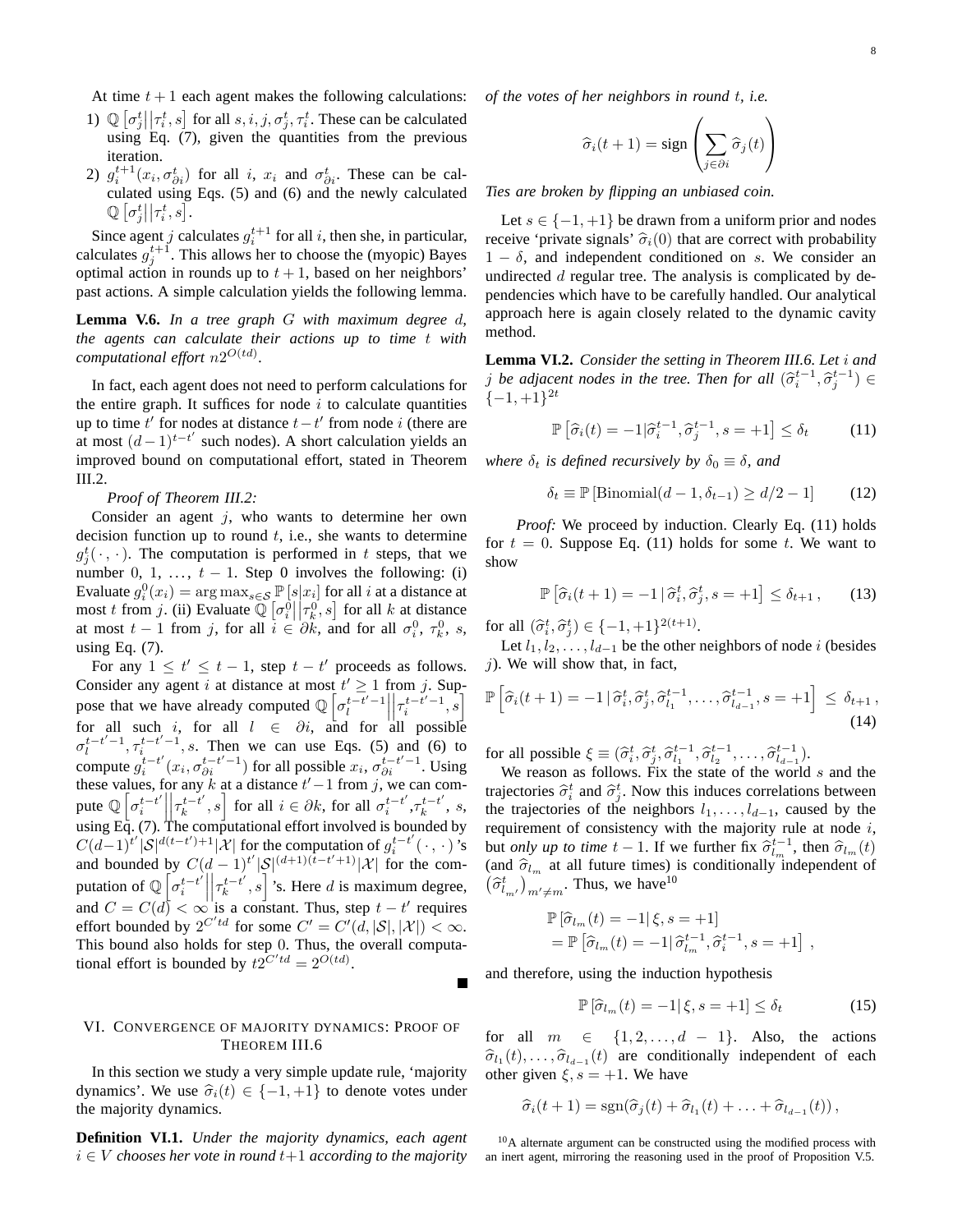At time $t+1$ each agent makes the following calculations:

1) $\mathbb{Q}\left[\sigma_j^t \middle\| \tau_i^t, s\right]$ for all $s, i, j, \sigma_j^t, \tau_i^t$. These can be calculated using Eq. (7), given the quantities from the previous iteration.
2) $g_i^{t+1}(x_i, \sigma_{\partial i}^t)$ for all $i$, $x_i$ and $\sigma_{\partial i}^t$. These can be calculated using Eqs. (5) and (6) and the newly calculated $\mathbb{Q}\left[\sigma_j^t \middle\| \tau_i^t, s\right]$.

Since agent $j$ calculates $g_i^{t+1}$ for all $i$, then she, in particular, calculates $g_j^{t+1}$. This allows her to choose the (myopic) Bayes optimal action in rounds up to $t+1$, based on her neighbors' past actions. A simple calculation yields the following lemma.

**Lemma V.6.** *In a tree graph $G$ with maximum degree $d$, the agents can calculate their actions up to time $t$ with computational effort $n2^{O(td)}$.*

In fact, each agent does not need to perform calculations for the entire graph. It suffices for node $i$ to calculate quantities up to time $t'$ for nodes at distance $t-t'$ from node $i$ (there are at most $(d-1)^{t-t'}$ such nodes). A short calculation yields an improved bound on computational effort, stated in Theorem III.2.

*Proof of Theorem III.2:* Consider an agent $j$, who wants to determine her own decision function up to round $t$, i.e., she wants to determine $g_j^t(\cdot\,,\cdot)$. The computation is performed in $t$ steps, that we number $0, 1, \ldots, t-1$. Step 0 involves the following: (i) Evaluate $g_i^0(x_i) = \arg\max_{s\in\mathcal{S}} \mathbb{P}[s|x_i]$ for all $i$ at a distance at most $t$ from $j$. (ii) Evaluate $\mathbb{Q}\left[\sigma_i^0 \middle\| \tau_k^0, s\right]$ for all $k$ at distance at most $t-1$ from $j$, for all $i \in \partial k$, and for all $\sigma_i^0$, $\tau_k^0$, $s$, using Eq. (7).

For any $1 \le t' \le t-1$, step $t-t'$ proceeds as follows. Consider any agent $i$ at distance at most $t' \ge 1$ from $j$. Suppose that we have already computed $\mathbb{Q}\left[\sigma_l^{t-t'-1} \middle\| \tau_i^{t-t'-1}, s\right]$ for all such $i$, for all $l \in \partial i$, and for all possible $\sigma_l^{t-t'-1}, \tau_i^{t-t'-1}, s$. Then we can use Eqs. (5) and (6) to compute $g_i^{t-t'}(x_i, \sigma_{\partial i}^{t-t'-1})$ for all possible $x_i$, $\sigma_{\partial i}^{t-t'-1}$. Using these values, for any $k$ at a distance $t'-1$ from $j$, we can compute $\mathbb{Q}\left[\sigma_i^{t-t'} \middle\| \tau_k^{t-t'}, s\right]$ for all $i \in \partial k$, for all $\sigma_i^{t-t'}, \tau_k^{t-t'}$, $s$, using Eq. (7). The computational effort involved is bounded by $C(d-1)^{t'}|\mathcal{S}|^{d(t-t')+1}|\mathcal{X}|$ for the computation of $g_i^{t-t'}(\cdot\,,\cdot)$'s and bounded by $C(d-1)^{t'}|\mathcal{S}|^{(d+1)(t-t'+1)}|\mathcal{X}|$ for the computation of $\mathbb{Q}\left[\sigma_i^{t-t'} \middle\| \tau_k^{t-t'}, s\right]$'s. Here $d$ is maximum degree, and $C = C(d) < \infty$ is a constant. Thus, step $t-t'$ requires effort bounded by $2^{C'td}$ for some $C' = C'(d, |\mathcal{S}|, |\mathcal{X}|) < \infty$. This bound also holds for step 0. Thus, the overall computational effort is bounded by $t2^{C'td} = 2^{O(td)}$. ∎

## VI. Convergence of majority dynamics: Proof of Theorem III.6

In this section we study a very simple update rule, 'majority dynamics'. We use $\widehat{\sigma}_i(t) \in \{-1,+1\}$ to denote votes under the majority dynamics.

**Definition VI.1.** *Under the majority dynamics, each agent $i \in V$ chooses her vote in round $t+1$ according to the majority of the votes of her neighbors in round $t$, i.e.*

$$\widehat{\sigma}_i(t+1) = \text{sign}\left(\sum_{j\in\partial i} \widehat{\sigma}_j(t)\right)$$

*Ties are broken by flipping an unbiased coin.*

Let $s \in \{-1,+1\}$ be drawn from a uniform prior and nodes receive 'private signals' $\widehat{\sigma}_i(0)$ that are correct with probability $1-\delta$, and independent conditioned on $s$. We consider an undirected $d$ regular tree. The analysis is complicated by dependencies which have to be carefully handled. Our analytical approach here is again closely related to the dynamic cavity method.

**Lemma VI.2.** *Consider the setting in Theorem III.6. Let $i$ and $j$ be adjacent nodes in the tree. Then for all $(\widehat{\sigma}_i^{t-1}, \widehat{\sigma}_j^{t-1}) \in \{-1,+1\}^{2t}$*

$$\mathbb{P}\left[\widehat{\sigma}_i(t) = -1 | \widehat{\sigma}_i^{t-1}, \widehat{\sigma}_j^{t-1}, s = +1\right] \le \delta_t \tag{11}$$

*where $\delta_t$ is defined recursively by $\delta_0 \equiv \delta$, and*

$$\delta_t \equiv \mathbb{P}\left[\text{Binomial}(d-1, \delta_{t-1}) \ge d/2 - 1\right] \tag{12}$$

*Proof:* We proceed by induction. Clearly Eq. (11) holds for $t=0$. Suppose Eq. (11) holds for some $t$. We want to show

$$\mathbb{P}\left[\widehat{\sigma}_i(t+1) = -1 \,|\, \widehat{\sigma}_i^t, \widehat{\sigma}_j^t, s = +1\right] \le \delta_{t+1}\,, \tag{13}$$

for all $(\widehat{\sigma}_i^t, \widehat{\sigma}_j^t) \in \{-1,+1\}^{2(t+1)}$.

Let $l_1, l_2, \ldots, l_{d-1}$ be the other neighbors of node $i$ (besides $j$). We will show that, in fact,

$$\mathbb{P}\left[\widehat{\sigma}_i(t+1) = -1 \,|\, \widehat{\sigma}_i^t, \widehat{\sigma}_j^t, \widehat{\sigma}_{l_1}^{t-1}, \ldots, \widehat{\sigma}_{l_{d-1}}^{t-1}, s = +1\right] \le \delta_{t+1}\,, \tag{14}$$

for all possible $\xi \equiv (\widehat{\sigma}_i^t, \widehat{\sigma}_j^t, \widehat{\sigma}_{l_1}^{t-1}, \widehat{\sigma}_{l_2}^{t-1}, \ldots, \widehat{\sigma}_{l_{d-1}}^{t-1})$.

We reason as follows. Fix the state of the world $s$ and the trajectories $\widehat{\sigma}_i^t$ and $\widehat{\sigma}_j^t$. Now this induces correlations between the trajectories of the neighbors $l_1, \ldots, l_{d-1}$, caused by the requirement of consistency with the majority rule at node $i$, but *only up to time* $t-1$. If we further fix $\widehat{\sigma}_{l_m}^{t-1}$, then $\widehat{\sigma}_{l_m}(t)$ (and $\widehat{\sigma}_{l_m}$ at all future times) is conditionally independent of $\left(\widehat{\sigma}_{l_{m'}}^t\right)_{m'\neq m}$. Thus, we have[10]

$$\begin{aligned}
&\mathbb{P}\left[\widehat{\sigma}_{l_m}(t) = -1 |\, \xi, s = +1\right] \\
&= \mathbb{P}\left[\widehat{\sigma}_{l_m}(t) = -1 |\, \widehat{\sigma}_{l_m}^{t-1}, \widehat{\sigma}_i^{t-1}, s = +1\right]\,,
\end{aligned}$$

and therefore, using the induction hypothesis

$$\mathbb{P}\left[\widehat{\sigma}_{l_m}(t) = -1 |\, \xi, s = +1\right] \le \delta_t \tag{15}$$

for all $m \in \{1, 2, \ldots, d-1\}$. Also, the actions $\widehat{\sigma}_{l_1}(t), \ldots, \widehat{\sigma}_{l_{d-1}}(t)$ are conditionally independent of each other given $\xi, s = +1$. We have

$$\widehat{\sigma}_i(t+1) = \text{sgn}(\widehat{\sigma}_j(t) + \widehat{\sigma}_{l_1}(t) + \ldots + \widehat{\sigma}_{l_{d-1}}(t))\,,$$

[10] A alternate argument can be constructed using the modified process with an inert agent, mirroring the reasoning used in the proof of Proposition V.5.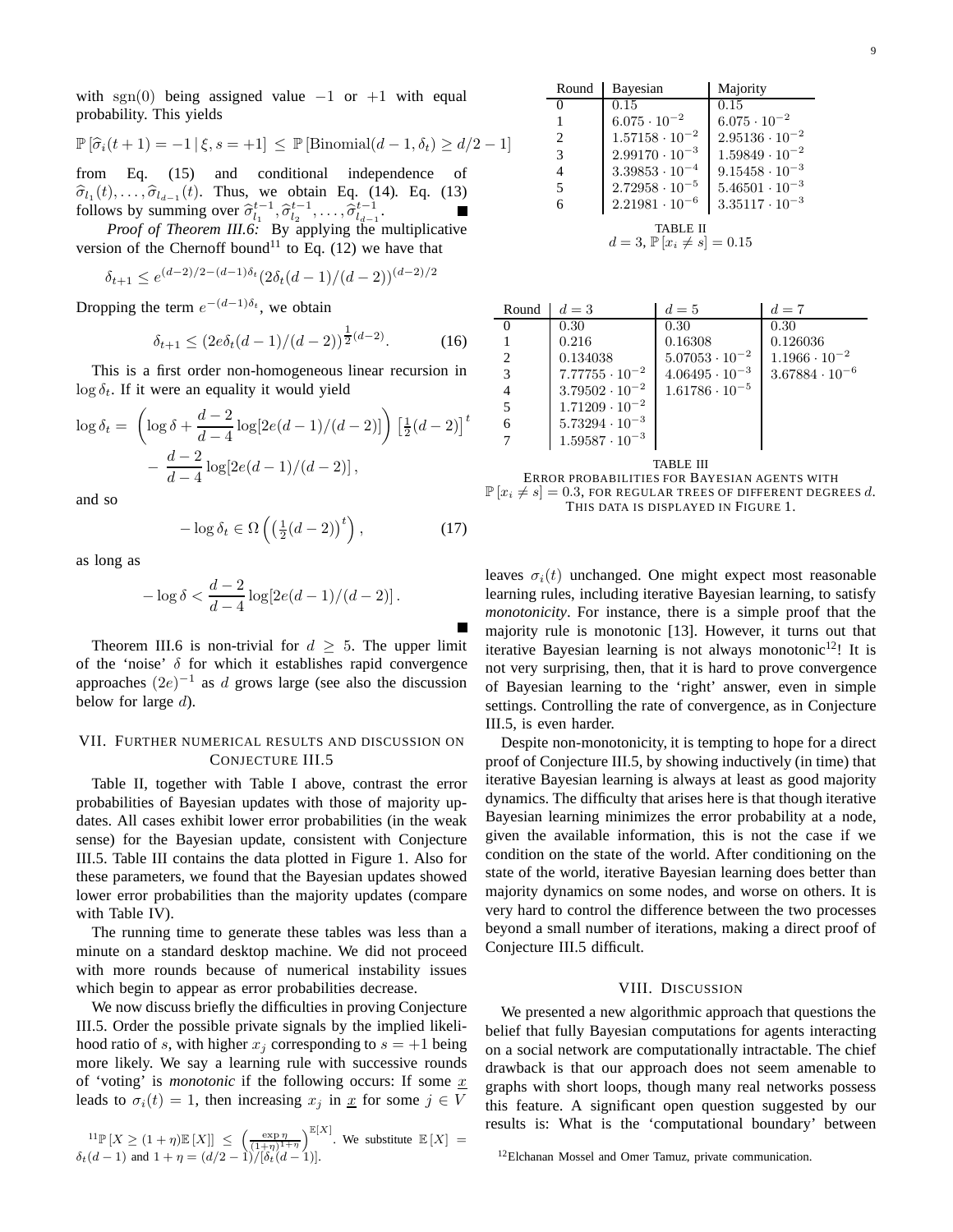with $\text{sgn}(0)$ being assigned value $-1$ or $+1$ with equal probability. This yields

$$\mathbb{P}\left[\widehat{\sigma}_i(t+1) = -1 \,|\, \xi, s = +1\right] \leq \mathbb{P}\left[\text{Binomial}(d-1, \delta_t) \geq d/2 - 1\right]$$

from Eq. (15) and conditional independence of $\widehat{\sigma}_{l_1}(t), \ldots, \widehat{\sigma}_{l_{d-1}}(t)$. Thus, we obtain Eq. (14). Eq. (13) follows by summing over $\widehat{\sigma}_{l_1}^{t-1}, \widehat{\sigma}_{l_2}^{t-1}, \ldots, \widehat{\sigma}_{l_{d-1}}^{t-1}$. ∎

*Proof of Theorem III.6:* By applying the multiplicative version of the Chernoff bound[11] to Eq. (12) we have that

$$\delta_{t+1} \leq e^{(d-2)/2-(d-1)\delta_t}(2\delta_t(d-1)/(d-2))^{(d-2)/2}$$

Dropping the term $e^{-(d-1)\delta_t}$, we obtain

$$\delta_{t+1} \leq (2e\delta_t(d-1)/(d-2))^{\frac{1}{2}(d-2)}. \tag{16}$$

This is a first order non-homogeneous linear recursion in $\log \delta_t$. If it were an equality it would yield

$$\begin{aligned}\log \delta_t = &\left(\log \delta + \frac{d-2}{d-4}\log[2e(d-1)/(d-2)]\right)\left[\tfrac{1}{2}(d-2)\right]^t \\ &- \frac{d-2}{d-4}\log[2e(d-1)/(d-2)],\end{aligned}$$

and so

$$-\log \delta_t \in \Omega\left(\left(\tfrac{1}{2}(d-2)\right)^t\right), \tag{17}$$

as long as

$$-\log \delta < \frac{d-2}{d-4}\log[2e(d-1)/(d-2)].$$

∎

Theorem III.6 is non-trivial for $d \geq 5$. The upper limit of the 'noise' $\delta$ for which it establishes rapid convergence approaches $(2e)^{-1}$ as $d$ grows large (see also the discussion below for large $d$).

## VII. Further numerical results and discussion on Conjecture III.5

Table II, together with Table I above, contrast the error probabilities of Bayesian updates with those of majority updates. All cases exhibit lower error probabilities (in the weak sense) for the Bayesian update, consistent with Conjecture III.5. Table III contains the data plotted in Figure 1. Also for these parameters, we found that the Bayesian updates showed lower error probabilities than the majority updates (compare with Table IV).

The running time to generate these tables was less than a minute on a standard desktop machine. We did not proceed with more rounds because of numerical instability issues which begin to appear as error probabilities decrease.

We now discuss briefly the difficulties in proving Conjecture III.5. Order the possible private signals by the implied likelihood ratio of $s$, with higher $x_j$ corresponding to $s = +1$ being more likely. We say a learning rule with successive rounds of 'voting' is *monotonic* if the following occurs: If some $\underline{x}$ leads to $\sigma_i(t) = 1$, then increasing $x_j$ in $\underline{x}$ for some $j \in V$ leaves $\sigma_i(t)$ unchanged. One might expect most reasonable learning rules, including iterative Bayesian learning, to satisfy *monotonicity*. For instance, there is a simple proof that the majority rule is monotonic [13]. However, it turns out that iterative Bayesian learning is not always monotonic[12]! It is not very surprising, then, that it is hard to prove convergence of Bayesian learning to the 'right' answer, even in simple settings. Controlling the rate of convergence, as in Conjecture III.5, is even harder.

Despite non-monotonicity, it is tempting to hope for a direct proof of Conjecture III.5, by showing inductively (in time) that iterative Bayesian learning is always at least as good majority dynamics. The difficulty that arises here is that though iterative Bayesian learning minimizes the error probability at a node, given the available information, this is not the case if we condition on the state of the world. After conditioning on the state of the world, iterative Bayesian learning does better than majority dynamics on some nodes, and worse on others. It is very hard to control the difference between the two processes beyond a small number of iterations, making a direct proof of Conjecture III.5 difficult.

| Round | Bayesian | Majority |
|---|---|---|
| 0 | $0.15$ | $0.15$ |
| 1 | $6.075 \cdot 10^{-2}$ | $6.075 \cdot 10^{-2}$ |
| 2 | $1.57158 \cdot 10^{-2}$ | $2.95136 \cdot 10^{-2}$ |
| 3 | $2.99170 \cdot 10^{-3}$ | $1.59849 \cdot 10^{-2}$ |
| 4 | $3.39853 \cdot 10^{-4}$ | $9.15458 \cdot 10^{-3}$ |
| 5 | $2.72958 \cdot 10^{-5}$ | $5.46501 \cdot 10^{-3}$ |
| 6 | $2.21981 \cdot 10^{-6}$ | $3.35117 \cdot 10^{-3}$ |

TABLE II
$d = 3, \mathbb{P}[x_i \neq s] = 0.15$

| Round | $d = 3$ | $d = 5$ | $d = 7$ |
|---|---|---|---|
| 0 | $0.30$ | $0.30$ | $0.30$ |
| 1 | $0.216$ | $0.16308$ | $0.126036$ |
| 2 | $0.134038$ | $5.07053 \cdot 10^{-2}$ | $1.1966 \cdot 10^{-2}$ |
| 3 | $7.77755 \cdot 10^{-2}$ | $4.06495 \cdot 10^{-3}$ | $3.67884 \cdot 10^{-6}$ |
| 4 | $3.79502 \cdot 10^{-2}$ | $1.61786 \cdot 10^{-5}$ | |
| 5 | $1.71209 \cdot 10^{-2}$ | | |
| 6 | $5.73294 \cdot 10^{-3}$ | | |
| 7 | $1.59587 \cdot 10^{-3}$ | | |

TABLE III
Error probabilities for Bayesian agents with $\mathbb{P}[x_i \neq s] = 0.3$, for regular trees of different degrees $d$. This data is displayed in Figure 1.

## VIII. Discussion

We presented a new algorithmic approach that questions the belief that fully Bayesian computations for agents interacting on a social network are computationally intractable. The chief drawback is that our approach does not seem amenable to graphs with short loops, though many real networks possess this feature. A significant open question suggested by our results is: What is the 'computational boundary' between

[11] $\mathbb{P}[X \geq (1+\eta)\mathbb{E}[X]] \leq \left(\frac{\exp \eta}{(1+\eta)^{1+\eta}}\right)^{\mathbb{E}[X]}$. We substitute $\mathbb{E}[X] = \delta_t(d-1)$ and $1 + \eta = (d/2-1)/[\delta_t(d-1)]$.

[12] Elchanan Mossel and Omer Tamuz, private communication.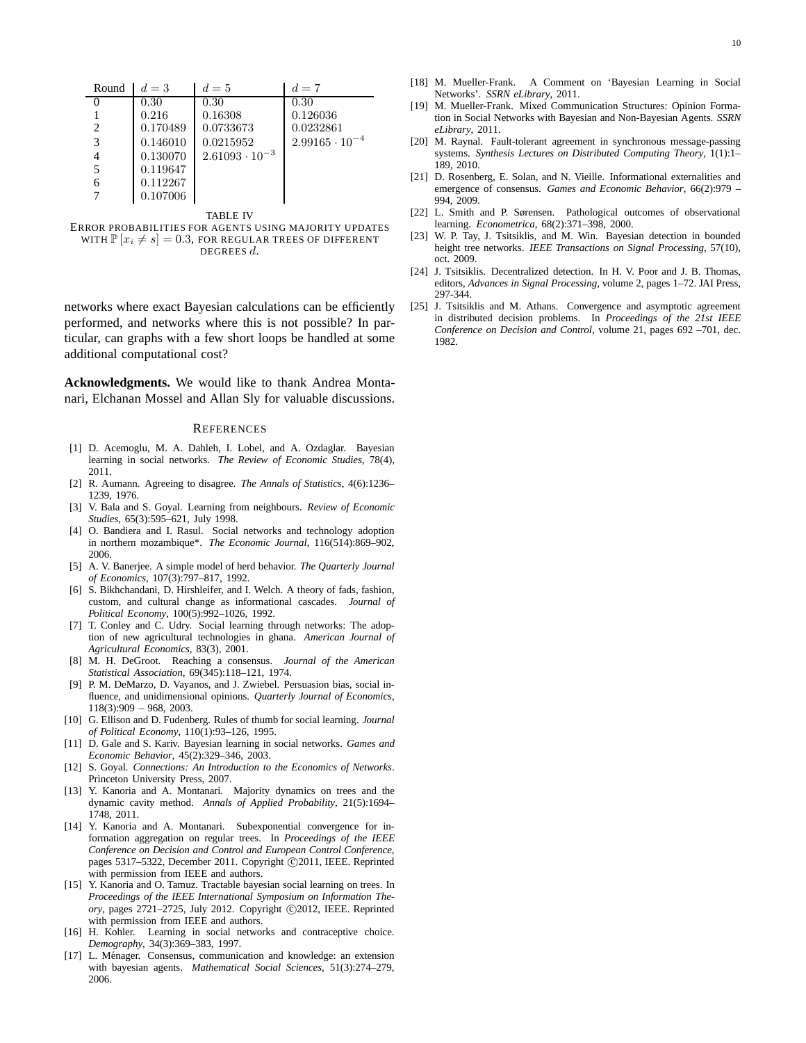| Round | $d = 3$ | $d = 5$ | $d = 7$ |
|---|---|---|---|
| 0 | 0.30 | 0.30 | 0.30 |
| 1 | 0.216 | 0.16308 | 0.126036 |
| 2 | 0.170489 | 0.0733673 | 0.0232861 |
| 3 | 0.146010 | 0.0215952 | $2.99165 \cdot 10^{-4}$ |
| 4 | 0.130070 | $2.61093 \cdot 10^{-3}$ | |
| 5 | 0.119647 | | |
| 6 | 0.112267 | | |
| 7 | 0.107006 | | |

TABLE IV
ERROR PROBABILITIES FOR AGENTS USING MAJORITY UPDATES WITH $\mathbb{P}[x_i \neq s] = 0.3$, FOR REGULAR TREES OF DIFFERENT DEGREES $d$.

networks where exact Bayesian calculations can be efficiently performed, and networks where this is not possible? In particular, can graphs with a few short loops be handled at some additional computational cost?

**Acknowledgments.** We would like to thank Andrea Montanari, Elchanan Mossel and Allan Sly for valuable discussions.

## REFERENCES

[1] D. Acemoglu, M. A. Dahleh, I. Lobel, and A. Ozdaglar. Bayesian learning in social networks. *The Review of Economic Studies*, 78(4), 2011.

[2] R. Aumann. Agreeing to disagree. *The Annals of Statistics*, 4(6):1236–1239, 1976.

[3] V. Bala and S. Goyal. Learning from neighbours. *Review of Economic Studies*, 65(3):595–621, July 1998.

[4] O. Bandiera and I. Rasul. Social networks and technology adoption in northern mozambique*. *The Economic Journal*, 116(514):869–902, 2006.

[5] A. V. Banerjee. A simple model of herd behavior. *The Quarterly Journal of Economics*, 107(3):797–817, 1992.

[6] S. Bikhchandani, D. Hirshleifer, and I. Welch. A theory of fads, fashion, custom, and cultural change as informational cascades. *Journal of Political Economy*, 100(5):992–1026, 1992.

[7] T. Conley and C. Udry. Social learning through networks: The adoption of new agricultural technologies in ghana. *American Journal of Agricultural Economics*, 83(3), 2001.

[8] M. H. DeGroot. Reaching a consensus. *Journal of the American Statistical Association*, 69(345):118–121, 1974.

[9] P. M. DeMarzo, D. Vayanos, and J. Zwiebel. Persuasion bias, social influence, and unidimensional opinions. *Quarterly Journal of Economics*, 118(3):909 – 968, 2003.

[10] G. Ellison and D. Fudenberg. Rules of thumb for social learning. *Journal of Political Economy*, 110(1):93–126, 1995.

[11] D. Gale and S. Kariv. Bayesian learning in social networks. *Games and Economic Behavior*, 45(2):329–346, 2003.

[12] S. Goyal. *Connections: An Introduction to the Economics of Networks*. Princeton University Press, 2007.

[13] Y. Kanoria and A. Montanari. Majority dynamics on trees and the dynamic cavity method. *Annals of Applied Probability*, 21(5):1694–1748, 2011.

[14] Y. Kanoria and A. Montanari. Subexponential convergence for information aggregation on regular trees. In *Proceedings of the IEEE Conference on Decision and Control and European Control Conference*, pages 5317–5322, December 2011. Copyright ©2011, IEEE. Reprinted with permission from IEEE and authors.

[15] Y. Kanoria and O. Tamuz. Tractable bayesian social learning on trees. In *Proceedings of the IEEE International Symposium on Information Theory*, pages 2721–2725, July 2012. Copyright ©2012, IEEE. Reprinted with permission from IEEE and authors.

[16] H. Kohler. Learning in social networks and contraceptive choice. *Demography*, 34(3):369–383, 1997.

[17] L. Ménager. Consensus, communication and knowledge: an extension with bayesian agents. *Mathematical Social Sciences*, 51(3):274–279, 2006.

[18] M. Mueller-Frank. A Comment on 'Bayesian Learning in Social Networks'. *SSRN eLibrary*, 2011.

[19] M. Mueller-Frank. Mixed Communication Structures: Opinion Formation in Social Networks with Bayesian and Non-Bayesian Agents. *SSRN eLibrary*, 2011.

[20] M. Raynal. Fault-tolerant agreement in synchronous message-passing systems. *Synthesis Lectures on Distributed Computing Theory*, 1(1):1–189, 2010.

[21] D. Rosenberg, E. Solan, and N. Vieille. Informational externalities and emergence of consensus. *Games and Economic Behavior*, 66(2):979 – 994, 2009.

[22] L. Smith and P. Sørensen. Pathological outcomes of observational learning. *Econometrica*, 68(2):371–398, 2000.

[23] W. P. Tay, J. Tsitsiklis, and M. Win. Bayesian detection in bounded height tree networks. *IEEE Transactions on Signal Processing*, 57(10), oct. 2009.

[24] J. Tsitsiklis. Decentralized detection. In H. V. Poor and J. B. Thomas, editors, *Advances in Signal Processing*, volume 2, pages 1–72. JAI Press, 297-344.

[25] J. Tsitsiklis and M. Athans. Convergence and asymptotic agreement in distributed decision problems. In *Proceedings of the 21st IEEE Conference on Decision and Control*, volume 21, pages 692 –701, dec. 1982.